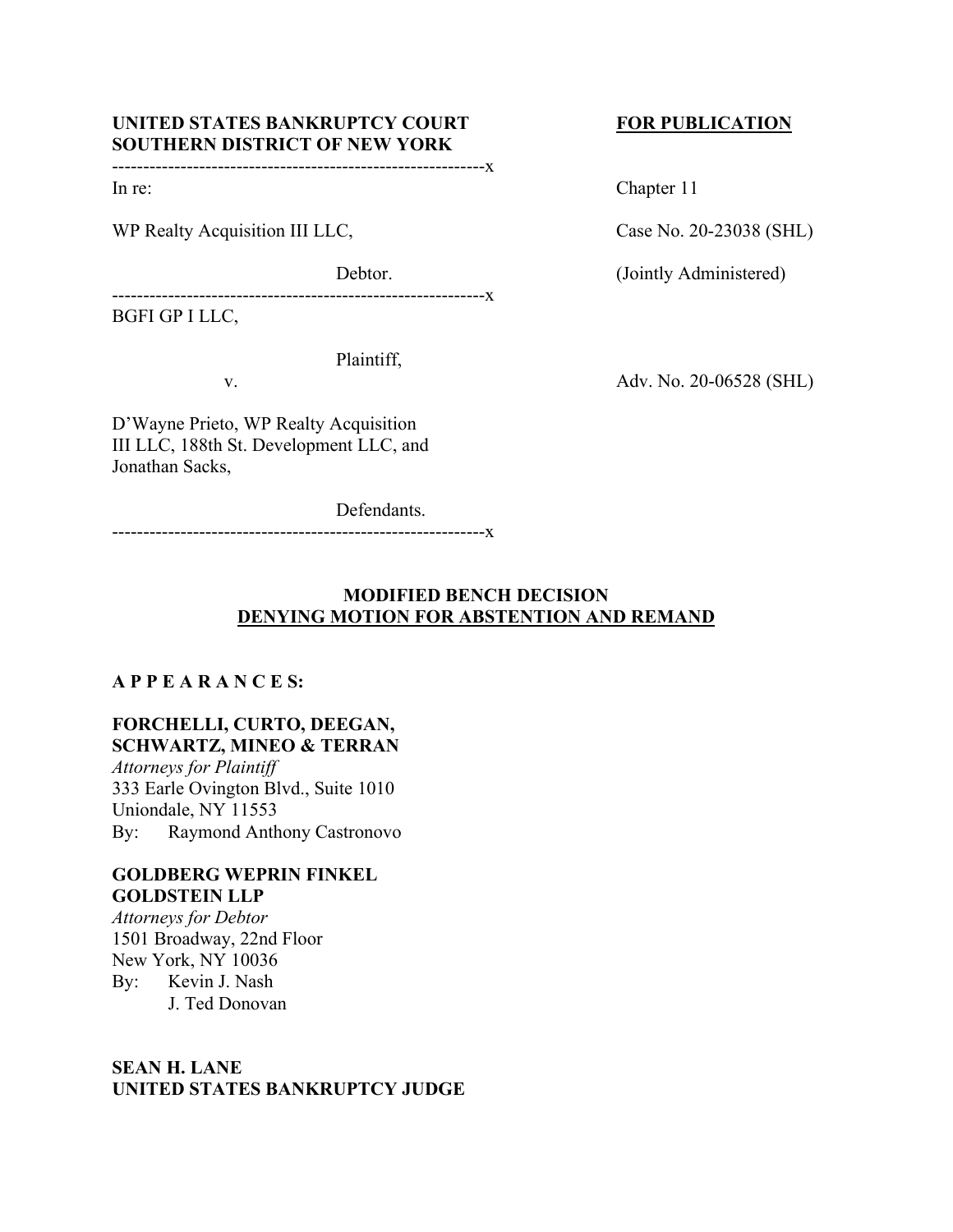**UNITED STATES BANKRUPTCY COURT**
**SOUTHERN DISTRICT OF NEW YORK** **FOR PUBLICATION**

-------------------------------------------------------------x

In re: Chapter 11

WP Realty Acquisition III LLC, Case No. 20-23038 (SHL)

Debtor. (Jointly Administered)

-------------------------------------------------------------x

BGFI GP I LLC,

Plaintiff,

v. Adv. No. 20-06528 (SHL)

D'Wayne Prieto, WP Realty Acquisition III LLC, 188th St. Development LLC, and Jonathan Sacks,

Defendants.

-------------------------------------------------------------x

**MODIFIED BENCH DECISION**
**DENYING MOTION FOR ABSTENTION AND REMAND**

**A P P E A R A N C E S:**

**FORCHELLI, CURTO, DEEGAN, SCHWARTZ, MINEO & TERRAN**
*Attorneys for Plaintiff*
333 Earle Ovington Blvd., Suite 1010
Uniondale, NY 11553
By: Raymond Anthony Castronovo

**GOLDBERG WEPRIN FINKEL GOLDSTEIN LLP**
*Attorneys for Debtor*
1501 Broadway, 22nd Floor
New York, NY 10036
By: Kevin J. Nash
J. Ted Donovan

**SEAN H. LANE**
**UNITED STATES BANKRUPTCY JUDGE**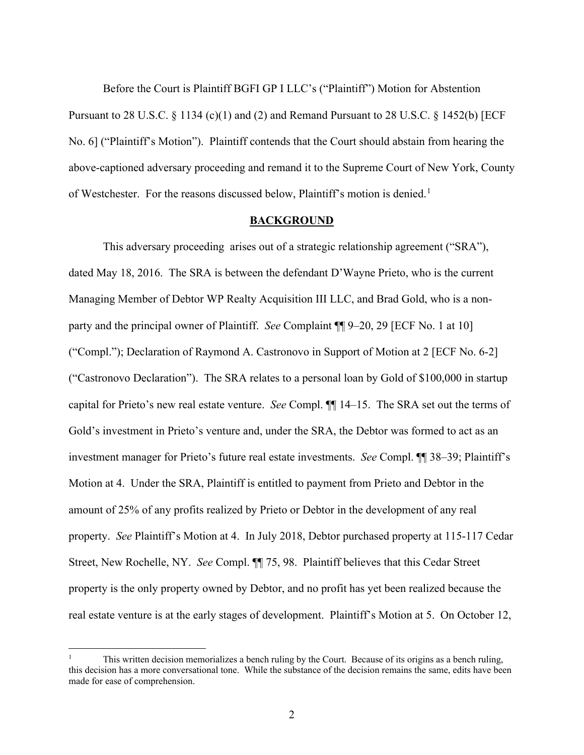Before the Court is Plaintiff BGFI GP I LLC's ("Plaintiff") Motion for Abstention Pursuant to 28 U.S.C. § 1134 (c)(1) and (2) and Remand Pursuant to 28 U.S.C. § 1452(b) [ECF No. 6] ("Plaintiff's Motion"). Plaintiff contends that the Court should abstain from hearing the above-captioned adversary proceeding and remand it to the Supreme Court of New York, County of Westchester. For the reasons discussed below, Plaintiff's motion is denied.[1]

## BACKGROUND

This adversary proceeding arises out of a strategic relationship agreement ("SRA"), dated May 18, 2016. The SRA is between the defendant D'Wayne Prieto, who is the current Managing Member of Debtor WP Realty Acquisition III LLC, and Brad Gold, who is a non-party and the principal owner of Plaintiff. *See* Complaint ¶¶ 9–20, 29 [ECF No. 1 at 10] ("Compl."); Declaration of Raymond A. Castronovo in Support of Motion at 2 [ECF No. 6-2] ("Castronovo Declaration"). The SRA relates to a personal loan by Gold of $100,000 in startup capital for Prieto's new real estate venture. *See* Compl. ¶¶ 14–15. The SRA set out the terms of Gold's investment in Prieto's venture and, under the SRA, the Debtor was formed to act as an investment manager for Prieto's future real estate investments. *See* Compl. ¶¶ 38–39; Plaintiff's Motion at 4. Under the SRA, Plaintiff is entitled to payment from Prieto and Debtor in the amount of 25% of any profits realized by Prieto or Debtor in the development of any real property. *See* Plaintiff's Motion at 4. In July 2018, Debtor purchased property at 115-117 Cedar Street, New Rochelle, NY. *See* Compl. ¶¶ 75, 98. Plaintiff believes that this Cedar Street property is the only property owned by Debtor, and no profit has yet been realized because the real estate venture is at the early stages of development. Plaintiff's Motion at 5. On October 12,

[1] This written decision memorializes a bench ruling by the Court. Because of its origins as a bench ruling, this decision has a more conversational tone. While the substance of the decision remains the same, edits have been made for ease of comprehension.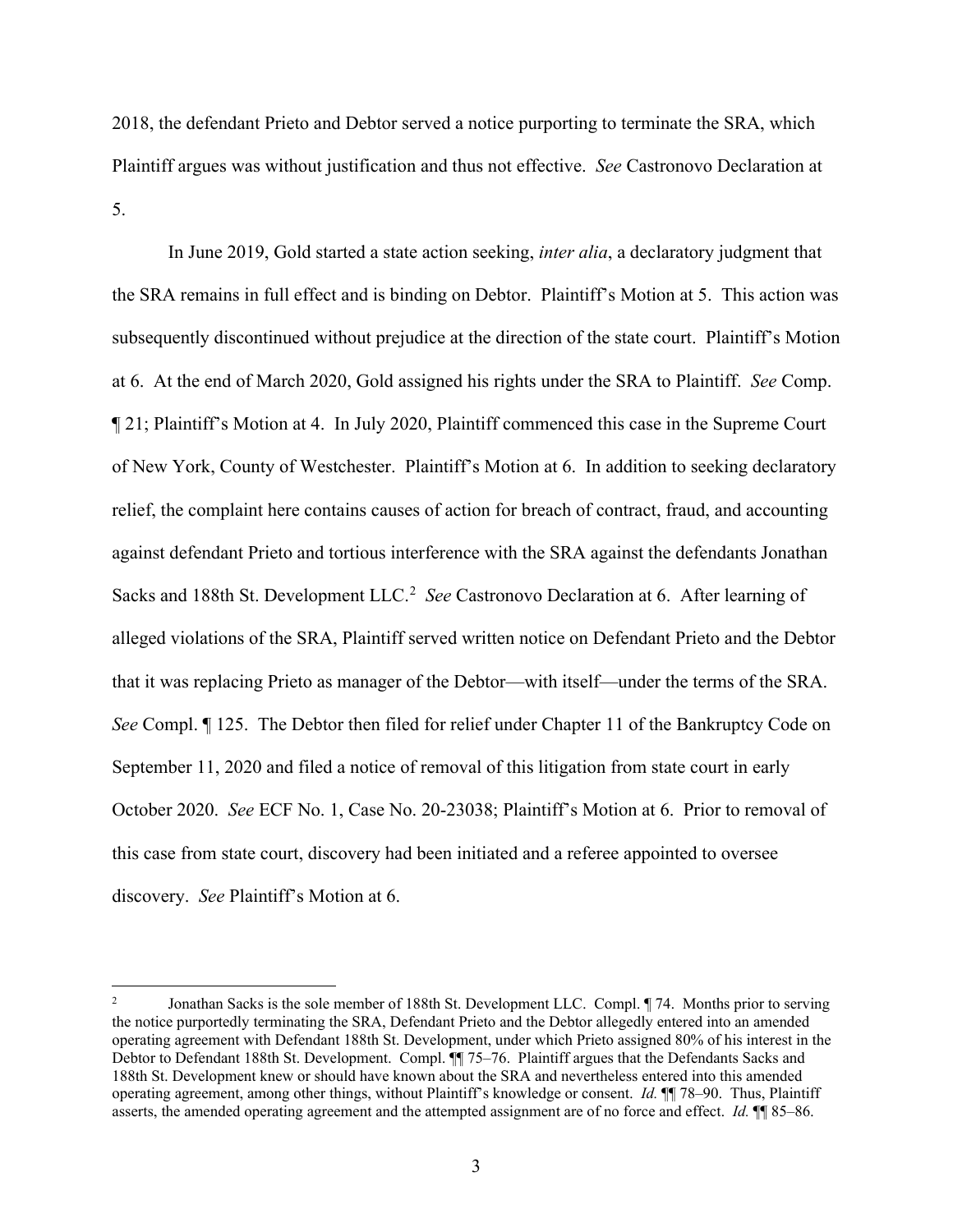2018, the defendant Prieto and Debtor served a notice purporting to terminate the SRA, which Plaintiff argues was without justification and thus not effective. *See* Castronovo Declaration at 5.

In June 2019, Gold started a state action seeking, *inter alia*, a declaratory judgment that the SRA remains in full effect and is binding on Debtor. Plaintiff's Motion at 5. This action was subsequently discontinued without prejudice at the direction of the state court. Plaintiff's Motion at 6. At the end of March 2020, Gold assigned his rights under the SRA to Plaintiff. *See* Comp. ¶ 21; Plaintiff's Motion at 4. In July 2020, Plaintiff commenced this case in the Supreme Court of New York, County of Westchester. Plaintiff's Motion at 6. In addition to seeking declaratory relief, the complaint here contains causes of action for breach of contract, fraud, and accounting against defendant Prieto and tortious interference with the SRA against the defendants Jonathan Sacks and 188th St. Development LLC.[2] *See* Castronovo Declaration at 6. After learning of alleged violations of the SRA, Plaintiff served written notice on Defendant Prieto and the Debtor that it was replacing Prieto as manager of the Debtor—with itself—under the terms of the SRA. *See* Compl. ¶ 125. The Debtor then filed for relief under Chapter 11 of the Bankruptcy Code on September 11, 2020 and filed a notice of removal of this litigation from state court in early October 2020. *See* ECF No. 1, Case No. 20-23038; Plaintiff's Motion at 6. Prior to removal of this case from state court, discovery had been initiated and a referee appointed to oversee discovery. *See* Plaintiff's Motion at 6.

---

[2] Jonathan Sacks is the sole member of 188th St. Development LLC. Compl. ¶ 74. Months prior to serving the notice purportedly terminating the SRA, Defendant Prieto and the Debtor allegedly entered into an amended operating agreement with Defendant 188th St. Development, under which Prieto assigned 80% of his interest in the Debtor to Defendant 188th St. Development. Compl. ¶¶ 75–76. Plaintiff argues that the Defendants Sacks and 188th St. Development knew or should have known about the SRA and nevertheless entered into this amended operating agreement, among other things, without Plaintiff's knowledge or consent. *Id.* ¶¶ 78–90. Thus, Plaintiff asserts, the amended operating agreement and the attempted assignment are of no force and effect. *Id.* ¶¶ 85–86.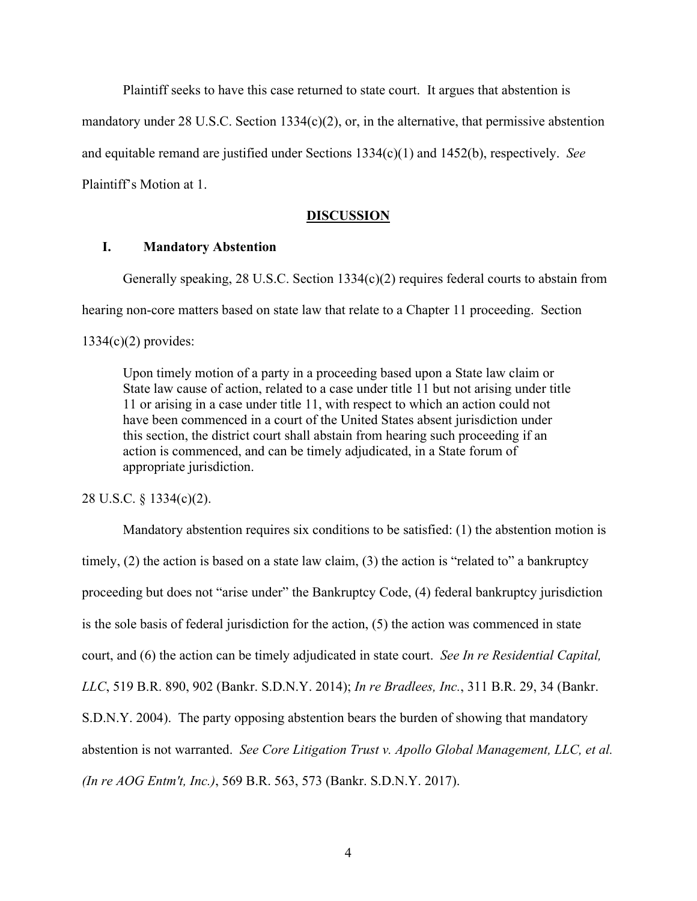Plaintiff seeks to have this case returned to state court. It argues that abstention is mandatory under 28 U.S.C. Section 1334(c)(2), or, in the alternative, that permissive abstention and equitable remand are justified under Sections 1334(c)(1) and 1452(b), respectively. *See* Plaintiff's Motion at 1.

## DISCUSSION

### I. Mandatory Abstention

Generally speaking, 28 U.S.C. Section 1334(c)(2) requires federal courts to abstain from hearing non-core matters based on state law that relate to a Chapter 11 proceeding. Section 1334(c)(2) provides:

> Upon timely motion of a party in a proceeding based upon a State law claim or State law cause of action, related to a case under title 11 but not arising under title 11 or arising in a case under title 11, with respect to which an action could not have been commenced in a court of the United States absent jurisdiction under this section, the district court shall abstain from hearing such proceeding if an action is commenced, and can be timely adjudicated, in a State forum of appropriate jurisdiction.

28 U.S.C. § 1334(c)(2).

Mandatory abstention requires six conditions to be satisfied: (1) the abstention motion is timely, (2) the action is based on a state law claim, (3) the action is "related to" a bankruptcy proceeding but does not "arise under" the Bankruptcy Code, (4) federal bankruptcy jurisdiction is the sole basis of federal jurisdiction for the action, (5) the action was commenced in state court, and (6) the action can be timely adjudicated in state court. *See In re Residential Capital, LLC*, 519 B.R. 890, 902 (Bankr. S.D.N.Y. 2014); *In re Bradlees, Inc.*, 311 B.R. 29, 34 (Bankr. S.D.N.Y. 2004). The party opposing abstention bears the burden of showing that mandatory abstention is not warranted. *See Core Litigation Trust v. Apollo Global Management, LLC, et al. (In re AOG Entm't, Inc.)*, 569 B.R. 563, 573 (Bankr. S.D.N.Y. 2017).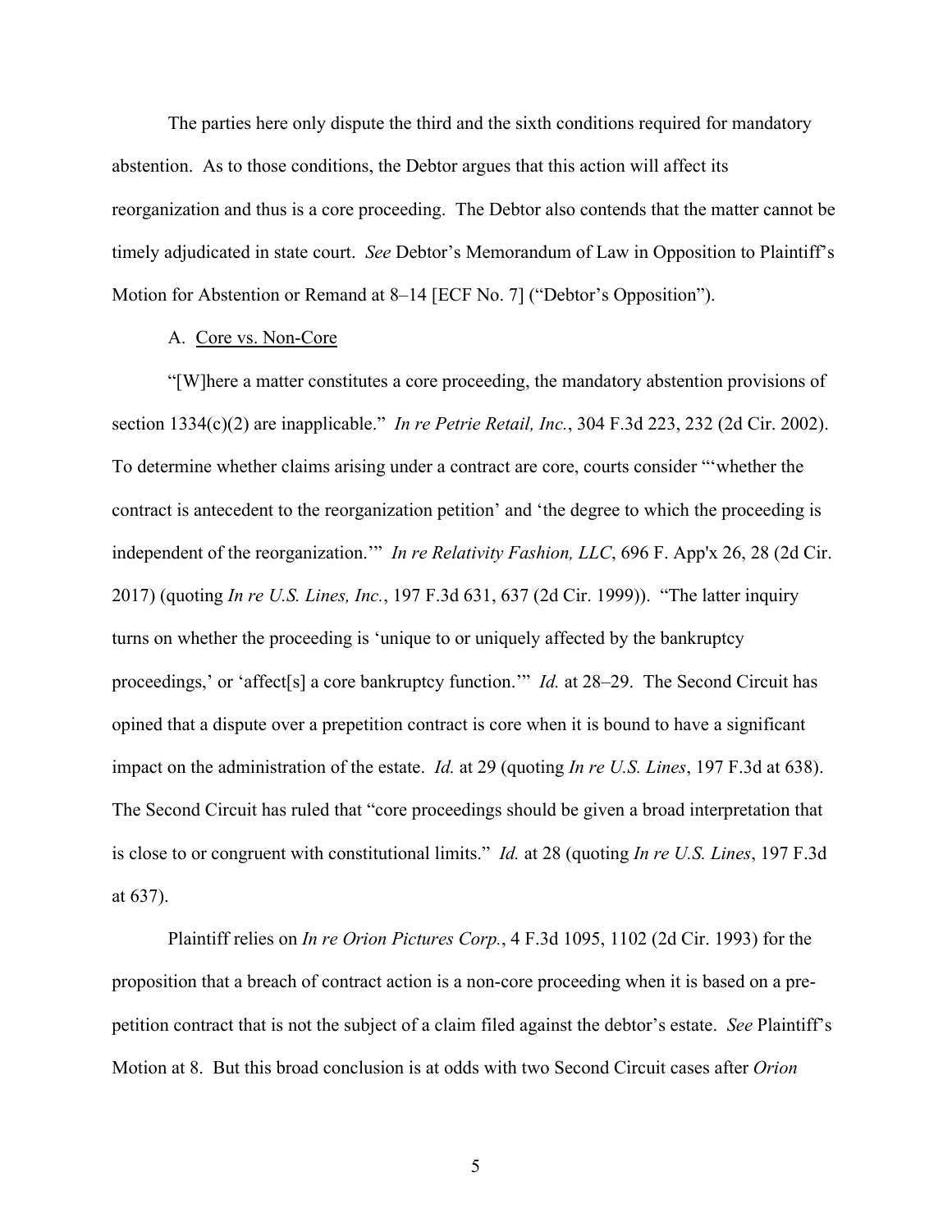The parties here only dispute the third and the sixth conditions required for mandatory abstention. As to those conditions, the Debtor argues that this action will affect its reorganization and thus is a core proceeding. The Debtor also contends that the matter cannot be timely adjudicated in state court. *See* Debtor's Memorandum of Law in Opposition to Plaintiff's Motion for Abstention or Remand at 8–14 [ECF No. 7] ("Debtor's Opposition").

A. <u>Core vs. Non-Core</u>

"[W]here a matter constitutes a core proceeding, the mandatory abstention provisions of section 1334(c)(2) are inapplicable." *In re Petrie Retail, Inc.*, 304 F.3d 223, 232 (2d Cir. 2002). To determine whether claims arising under a contract are core, courts consider "'whether the contract is antecedent to the reorganization petition' and 'the degree to which the proceeding is independent of the reorganization.'" *In re Relativity Fashion, LLC*, 696 F. App'x 26, 28 (2d Cir. 2017) (quoting *In re U.S. Lines, Inc.*, 197 F.3d 631, 637 (2d Cir. 1999)). "The latter inquiry turns on whether the proceeding is 'unique to or uniquely affected by the bankruptcy proceedings,' or 'affect[s] a core bankruptcy function.'" *Id.* at 28–29. The Second Circuit has opined that a dispute over a prepetition contract is core when it is bound to have a significant impact on the administration of the estate. *Id.* at 29 (quoting *In re U.S. Lines*, 197 F.3d at 638). The Second Circuit has ruled that "core proceedings should be given a broad interpretation that is close to or congruent with constitutional limits." *Id.* at 28 (quoting *In re U.S. Lines*, 197 F.3d at 637).

Plaintiff relies on *In re Orion Pictures Corp.*, 4 F.3d 1095, 1102 (2d Cir. 1993) for the proposition that a breach of contract action is a non-core proceeding when it is based on a pre-petition contract that is not the subject of a claim filed against the debtor's estate. *See* Plaintiff's Motion at 8. But this broad conclusion is at odds with two Second Circuit cases after *Orion*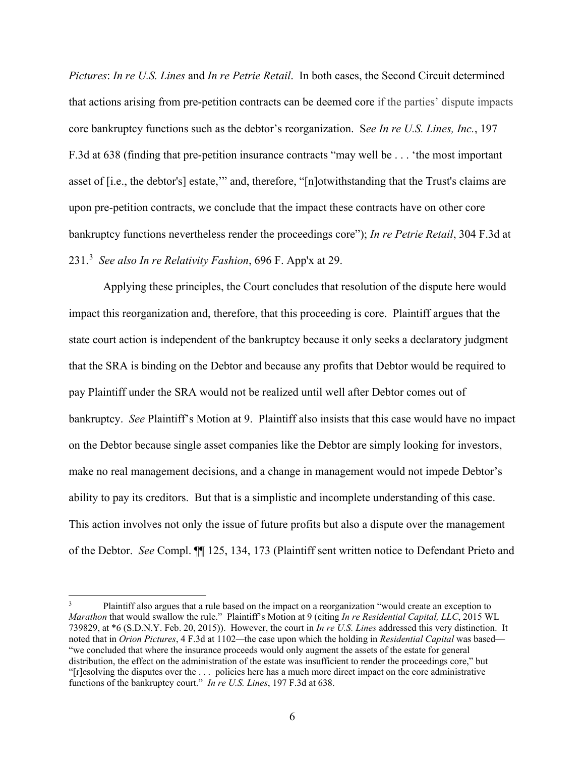*Pictures*: *In re U.S. Lines* and *In re Petrie Retail*. In both cases, the Second Circuit determined that actions arising from pre-petition contracts can be deemed core if the parties' dispute impacts core bankruptcy functions such as the debtor's reorganization. S*ee In re U.S. Lines, Inc.*, 197 F.3d at 638 (finding that pre-petition insurance contracts "may well be . . . 'the most important asset of [i.e., the debtor's] estate,'" and, therefore, "[n]otwithstanding that the Trust's claims are upon pre-petition contracts, we conclude that the impact these contracts have on other core bankruptcy functions nevertheless render the proceedings core"); *In re Petrie Retail*, 304 F.3d at 231.[3] *See also In re Relativity Fashion*, 696 F. App'x at 29.

Applying these principles, the Court concludes that resolution of the dispute here would impact this reorganization and, therefore, that this proceeding is core. Plaintiff argues that the state court action is independent of the bankruptcy because it only seeks a declaratory judgment that the SRA is binding on the Debtor and because any profits that Debtor would be required to pay Plaintiff under the SRA would not be realized until well after Debtor comes out of bankruptcy. *See* Plaintiff's Motion at 9. Plaintiff also insists that this case would have no impact on the Debtor because single asset companies like the Debtor are simply looking for investors, make no real management decisions, and a change in management would not impede Debtor's ability to pay its creditors. But that is a simplistic and incomplete understanding of this case. This action involves not only the issue of future profits but also a dispute over the management of the Debtor. *See* Compl. ¶¶ 125, 134, 173 (Plaintiff sent written notice to Defendant Prieto and

---

[3] Plaintiff also argues that a rule based on the impact on a reorganization "would create an exception to *Marathon* that would swallow the rule." Plaintiff's Motion at 9 (citing *In re Residential Capital, LLC*, 2015 WL 739829, at *6 (S.D.N.Y. Feb. 20, 2015)). However, the court in *In re U.S. Lines* addressed this very distinction. It noted that in *Orion Pictures*, 4 F.3d at 1102—the case upon which the holding in *Residential Capital* was based—"we concluded that where the insurance proceeds would only augment the assets of the estate for general distribution, the effect on the administration of the estate was insufficient to render the proceedings core," but "[r]esolving the disputes over the . . . policies here has a much more direct impact on the core administrative functions of the bankruptcy court." *In re U.S. Lines*, 197 F.3d at 638.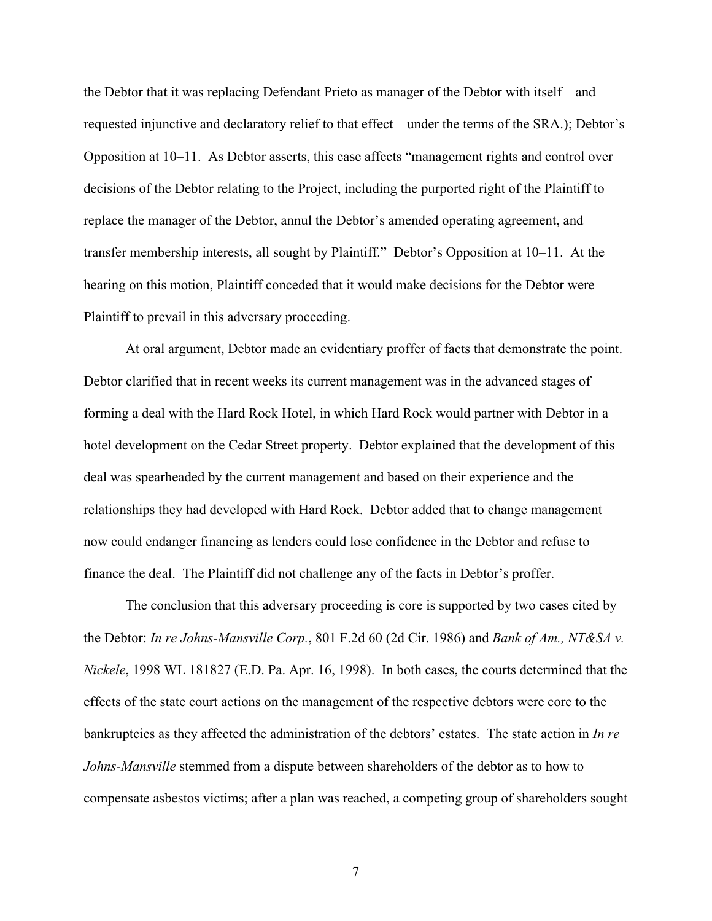the Debtor that it was replacing Defendant Prieto as manager of the Debtor with itself—and requested injunctive and declaratory relief to that effect—under the terms of the SRA.); Debtor's Opposition at 10–11. As Debtor asserts, this case affects "management rights and control over decisions of the Debtor relating to the Project, including the purported right of the Plaintiff to replace the manager of the Debtor, annul the Debtor's amended operating agreement, and transfer membership interests, all sought by Plaintiff." Debtor's Opposition at 10–11. At the hearing on this motion, Plaintiff conceded that it would make decisions for the Debtor were Plaintiff to prevail in this adversary proceeding.

At oral argument, Debtor made an evidentiary proffer of facts that demonstrate the point. Debtor clarified that in recent weeks its current management was in the advanced stages of forming a deal with the Hard Rock Hotel, in which Hard Rock would partner with Debtor in a hotel development on the Cedar Street property. Debtor explained that the development of this deal was spearheaded by the current management and based on their experience and the relationships they had developed with Hard Rock. Debtor added that to change management now could endanger financing as lenders could lose confidence in the Debtor and refuse to finance the deal. The Plaintiff did not challenge any of the facts in Debtor's proffer.

The conclusion that this adversary proceeding is core is supported by two cases cited by the Debtor: *In re Johns-Mansville Corp.*, 801 F.2d 60 (2d Cir. 1986) and *Bank of Am., NT&SA v. Nickele*, 1998 WL 181827 (E.D. Pa. Apr. 16, 1998). In both cases, the courts determined that the effects of the state court actions on the management of the respective debtors were core to the bankruptcies as they affected the administration of the debtors' estates. The state action in *In re Johns-Mansville* stemmed from a dispute between shareholders of the debtor as to how to compensate asbestos victims; after a plan was reached, a competing group of shareholders sought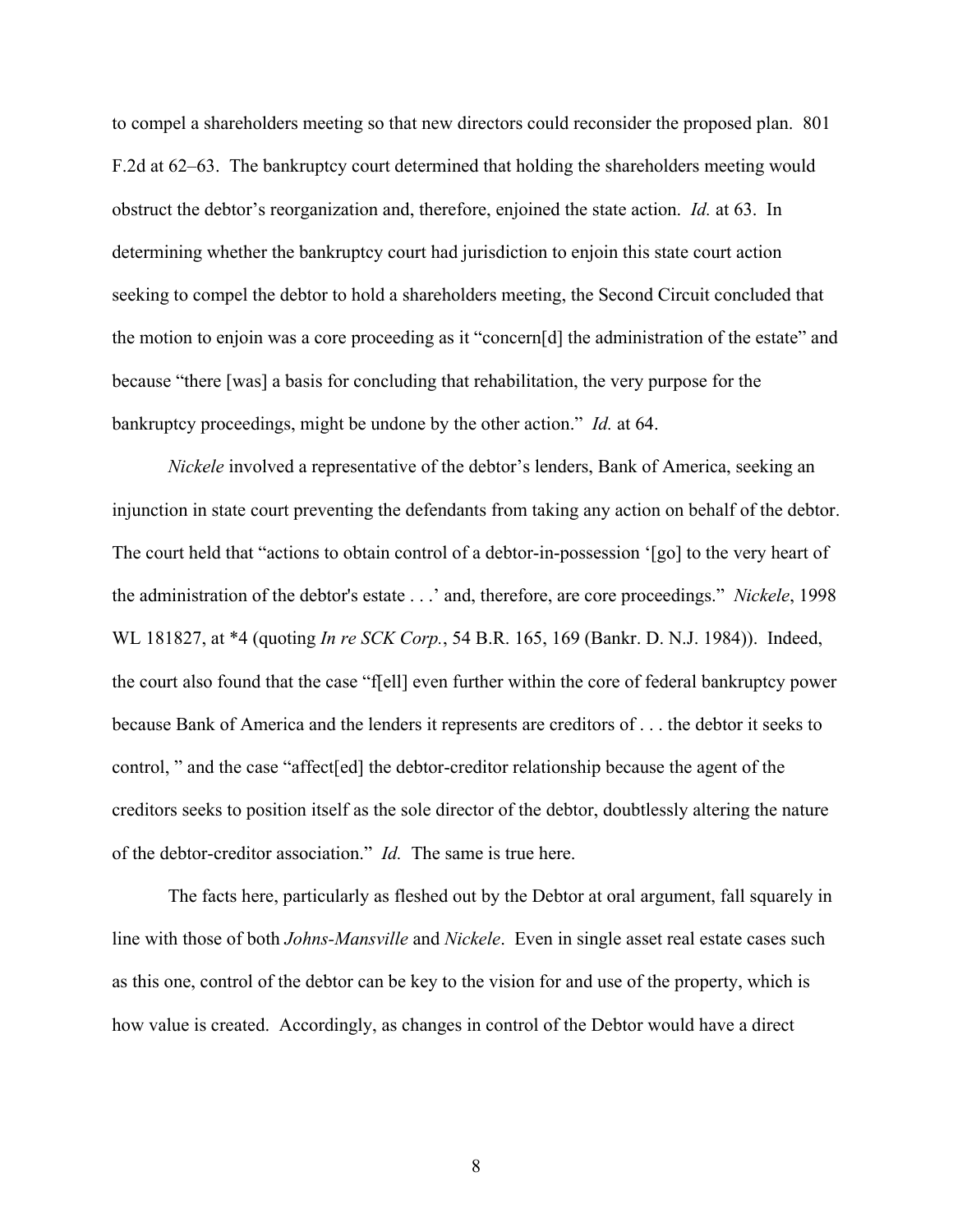to compel a shareholders meeting so that new directors could reconsider the proposed plan. 801 F.2d at 62–63. The bankruptcy court determined that holding the shareholders meeting would obstruct the debtor's reorganization and, therefore, enjoined the state action. *Id.* at 63. In determining whether the bankruptcy court had jurisdiction to enjoin this state court action seeking to compel the debtor to hold a shareholders meeting, the Second Circuit concluded that the motion to enjoin was a core proceeding as it "concern[d] the administration of the estate" and because "there [was] a basis for concluding that rehabilitation, the very purpose for the bankruptcy proceedings, might be undone by the other action." *Id.* at 64.

*Nickele* involved a representative of the debtor's lenders, Bank of America, seeking an injunction in state court preventing the defendants from taking any action on behalf of the debtor. The court held that "actions to obtain control of a debtor-in-possession '[go] to the very heart of the administration of the debtor's estate . . .' and, therefore, are core proceedings." *Nickele*, 1998 WL 181827, at *4 (quoting *In re SCK Corp.*, 54 B.R. 165, 169 (Bankr. D. N.J. 1984)). Indeed, the court also found that the case "f[ell] even further within the core of federal bankruptcy power because Bank of America and the lenders it represents are creditors of . . . the debtor it seeks to control, " and the case "affect[ed] the debtor-creditor relationship because the agent of the creditors seeks to position itself as the sole director of the debtor, doubtlessly altering the nature of the debtor-creditor association." *Id.* The same is true here.

The facts here, particularly as fleshed out by the Debtor at oral argument, fall squarely in line with those of both *Johns-Mansville* and *Nickele*. Even in single asset real estate cases such as this one, control of the debtor can be key to the vision for and use of the property, which is how value is created. Accordingly, as changes in control of the Debtor would have a direct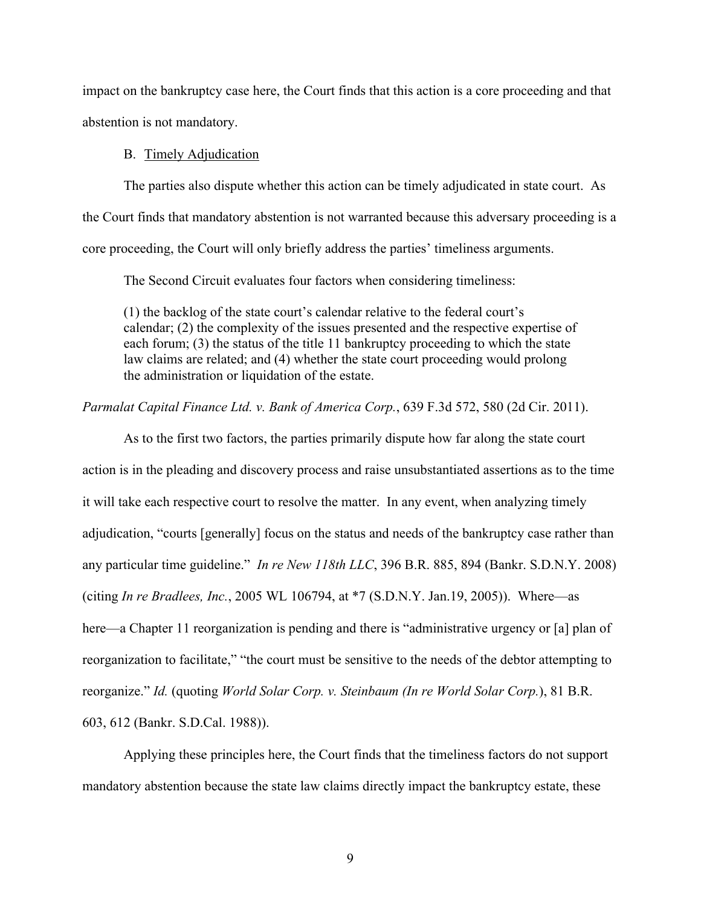impact on the bankruptcy case here, the Court finds that this action is a core proceeding and that abstention is not mandatory.

B. Timely Adjudication

The parties also dispute whether this action can be timely adjudicated in state court. As the Court finds that mandatory abstention is not warranted because this adversary proceeding is a core proceeding, the Court will only briefly address the parties' timeliness arguments.

The Second Circuit evaluates four factors when considering timeliness:

> (1) the backlog of the state court's calendar relative to the federal court's calendar; (2) the complexity of the issues presented and the respective expertise of each forum; (3) the status of the title 11 bankruptcy proceeding to which the state law claims are related; and (4) whether the state court proceeding would prolong the administration or liquidation of the estate.

*Parmalat Capital Finance Ltd. v. Bank of America Corp.*, 639 F.3d 572, 580 (2d Cir. 2011).

As to the first two factors, the parties primarily dispute how far along the state court action is in the pleading and discovery process and raise unsubstantiated assertions as to the time it will take each respective court to resolve the matter. In any event, when analyzing timely adjudication, "courts [generally] focus on the status and needs of the bankruptcy case rather than any particular time guideline." *In re New 118th LLC*, 396 B.R. 885, 894 (Bankr. S.D.N.Y. 2008) (citing *In re Bradlees, Inc.*, 2005 WL 106794, at *7 (S.D.N.Y. Jan.19, 2005)). Where—as here—a Chapter 11 reorganization is pending and there is "administrative urgency or [a] plan of reorganization to facilitate," "the court must be sensitive to the needs of the debtor attempting to reorganize." *Id.* (quoting *World Solar Corp. v. Steinbaum (In re World Solar Corp.)*, 81 B.R. 603, 612 (Bankr. S.D.Cal. 1988)).

Applying these principles here, the Court finds that the timeliness factors do not support mandatory abstention because the state law claims directly impact the bankruptcy estate, these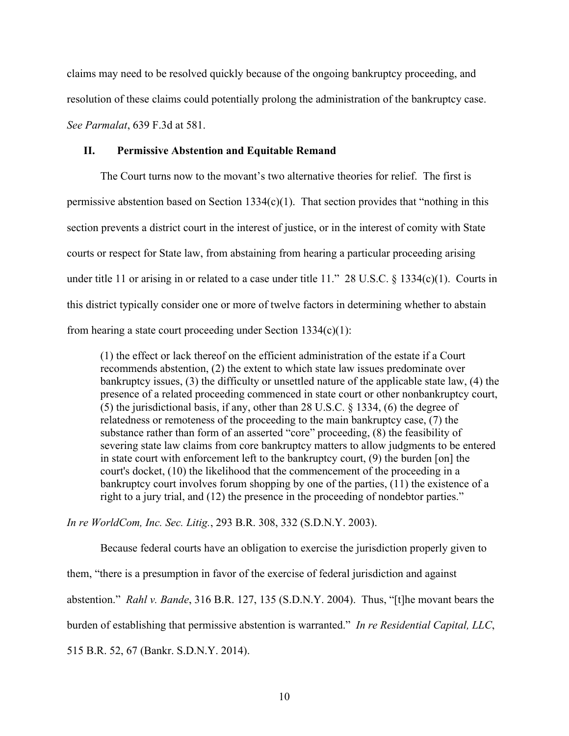claims may need to be resolved quickly because of the ongoing bankruptcy proceeding, and resolution of these claims could potentially prolong the administration of the bankruptcy case. *See Parmalat*, 639 F.3d at 581.

## II. Permissive Abstention and Equitable Remand

The Court turns now to the movant's two alternative theories for relief. The first is permissive abstention based on Section 1334(c)(1). That section provides that "nothing in this section prevents a district court in the interest of justice, or in the interest of comity with State courts or respect for State law, from abstaining from hearing a particular proceeding arising under title 11 or arising in or related to a case under title 11." 28 U.S.C. § 1334(c)(1). Courts in this district typically consider one or more of twelve factors in determining whether to abstain from hearing a state court proceeding under Section 1334(c)(1):

> (1) the effect or lack thereof on the efficient administration of the estate if a Court recommends abstention, (2) the extent to which state law issues predominate over bankruptcy issues, (3) the difficulty or unsettled nature of the applicable state law, (4) the presence of a related proceeding commenced in state court or other nonbankruptcy court, (5) the jurisdictional basis, if any, other than 28 U.S.C. § 1334, (6) the degree of relatedness or remoteness of the proceeding to the main bankruptcy case, (7) the substance rather than form of an asserted "core" proceeding, (8) the feasibility of severing state law claims from core bankruptcy matters to allow judgments to be entered in state court with enforcement left to the bankruptcy court, (9) the burden [on] the court's docket, (10) the likelihood that the commencement of the proceeding in a bankruptcy court involves forum shopping by one of the parties, (11) the existence of a right to a jury trial, and (12) the presence in the proceeding of nondebtor parties."

*In re WorldCom, Inc. Sec. Litig.*, 293 B.R. 308, 332 (S.D.N.Y. 2003).

Because federal courts have an obligation to exercise the jurisdiction properly given to them, "there is a presumption in favor of the exercise of federal jurisdiction and against abstention." *Rahl v. Bande*, 316 B.R. 127, 135 (S.D.N.Y. 2004). Thus, "[t]he movant bears the burden of establishing that permissive abstention is warranted." *In re Residential Capital, LLC*, 515 B.R. 52, 67 (Bankr. S.D.N.Y. 2014).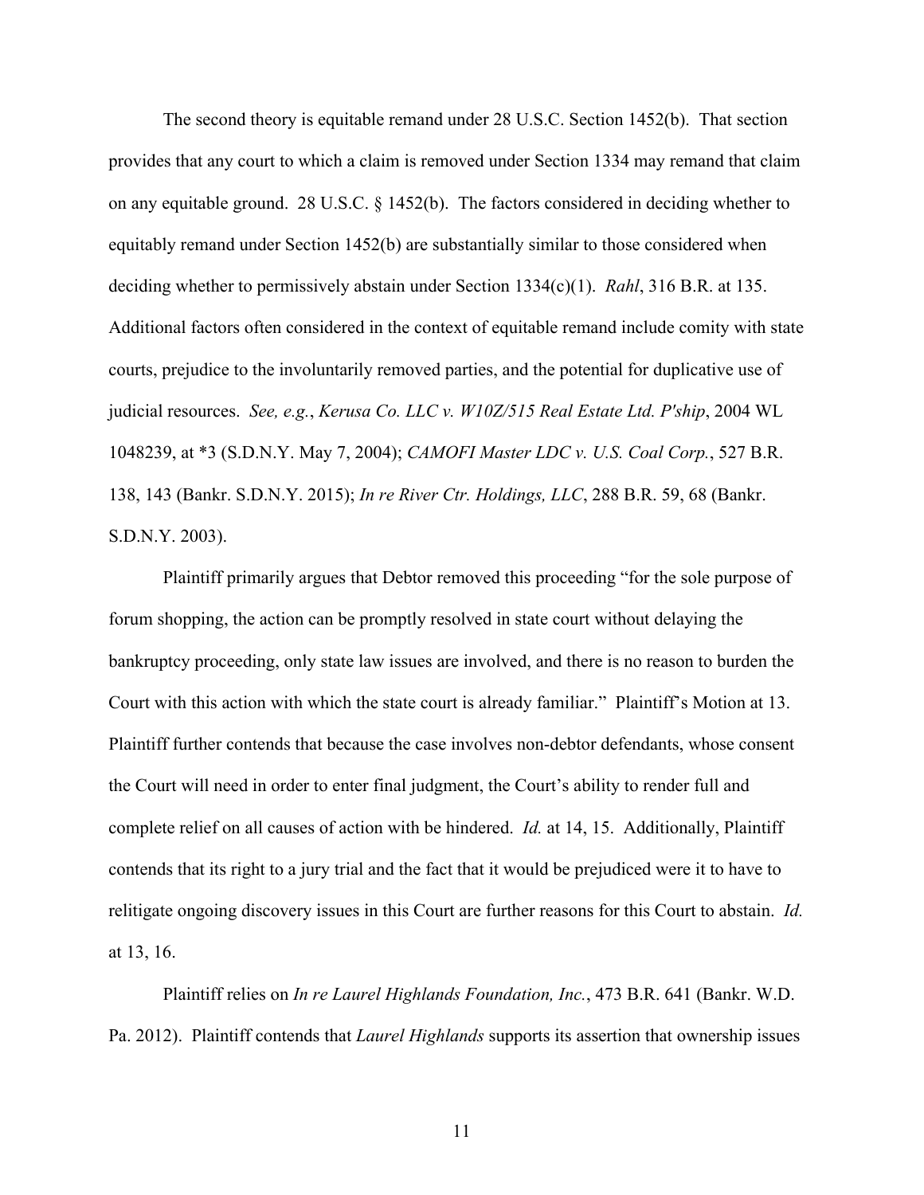The second theory is equitable remand under 28 U.S.C. Section 1452(b). That section provides that any court to which a claim is removed under Section 1334 may remand that claim on any equitable ground. 28 U.S.C. § 1452(b). The factors considered in deciding whether to equitably remand under Section 1452(b) are substantially similar to those considered when deciding whether to permissively abstain under Section 1334(c)(1). *Rahl*, 316 B.R. at 135. Additional factors often considered in the context of equitable remand include comity with state courts, prejudice to the involuntarily removed parties, and the potential for duplicative use of judicial resources. *See, e.g.*, *Kerusa Co. LLC v. W10Z/515 Real Estate Ltd. P'ship*, 2004 WL 1048239, at *3 (S.D.N.Y. May 7, 2004); *CAMOFI Master LDC v. U.S. Coal Corp.*, 527 B.R. 138, 143 (Bankr. S.D.N.Y. 2015); *In re River Ctr. Holdings, LLC*, 288 B.R. 59, 68 (Bankr. S.D.N.Y. 2003).

Plaintiff primarily argues that Debtor removed this proceeding "for the sole purpose of forum shopping, the action can be promptly resolved in state court without delaying the bankruptcy proceeding, only state law issues are involved, and there is no reason to burden the Court with this action with which the state court is already familiar." Plaintiff's Motion at 13. Plaintiff further contends that because the case involves non-debtor defendants, whose consent the Court will need in order to enter final judgment, the Court's ability to render full and complete relief on all causes of action with be hindered. *Id.* at 14, 15. Additionally, Plaintiff contends that its right to a jury trial and the fact that it would be prejudiced were it to have to relitigate ongoing discovery issues in this Court are further reasons for this Court to abstain. *Id.* at 13, 16.

Plaintiff relies on *In re Laurel Highlands Foundation, Inc.*, 473 B.R. 641 (Bankr. W.D. Pa. 2012). Plaintiff contends that *Laurel Highlands* supports its assertion that ownership issues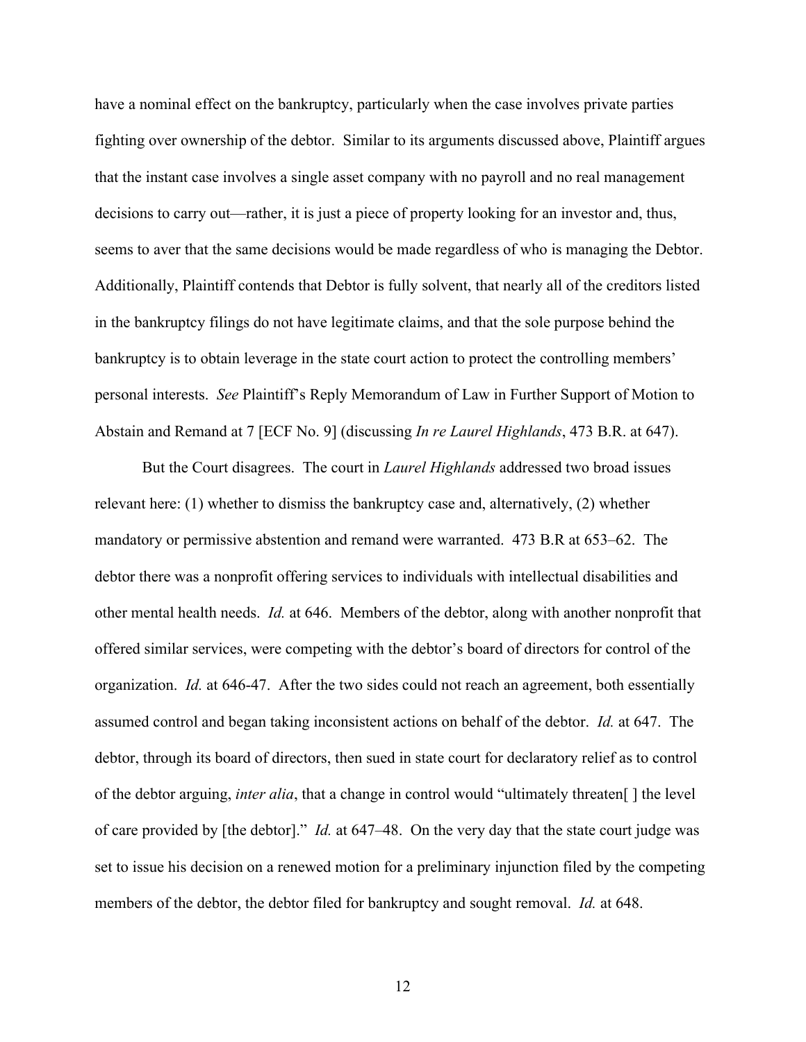have a nominal effect on the bankruptcy, particularly when the case involves private parties fighting over ownership of the debtor. Similar to its arguments discussed above, Plaintiff argues that the instant case involves a single asset company with no payroll and no real management decisions to carry out—rather, it is just a piece of property looking for an investor and, thus, seems to aver that the same decisions would be made regardless of who is managing the Debtor. Additionally, Plaintiff contends that Debtor is fully solvent, that nearly all of the creditors listed in the bankruptcy filings do not have legitimate claims, and that the sole purpose behind the bankruptcy is to obtain leverage in the state court action to protect the controlling members' personal interests. *See* Plaintiff's Reply Memorandum of Law in Further Support of Motion to Abstain and Remand at 7 [ECF No. 9] (discussing *In re Laurel Highlands*, 473 B.R. at 647).

But the Court disagrees. The court in *Laurel Highlands* addressed two broad issues relevant here: (1) whether to dismiss the bankruptcy case and, alternatively, (2) whether mandatory or permissive abstention and remand were warranted. 473 B.R at 653–62. The debtor there was a nonprofit offering services to individuals with intellectual disabilities and other mental health needs. *Id.* at 646. Members of the debtor, along with another nonprofit that offered similar services, were competing with the debtor's board of directors for control of the organization. *Id.* at 646-47. After the two sides could not reach an agreement, both essentially assumed control and began taking inconsistent actions on behalf of the debtor. *Id.* at 647. The debtor, through its board of directors, then sued in state court for declaratory relief as to control of the debtor arguing, *inter alia*, that a change in control would "ultimately threaten[ ] the level of care provided by [the debtor]." *Id.* at 647–48. On the very day that the state court judge was set to issue his decision on a renewed motion for a preliminary injunction filed by the competing members of the debtor, the debtor filed for bankruptcy and sought removal. *Id.* at 648.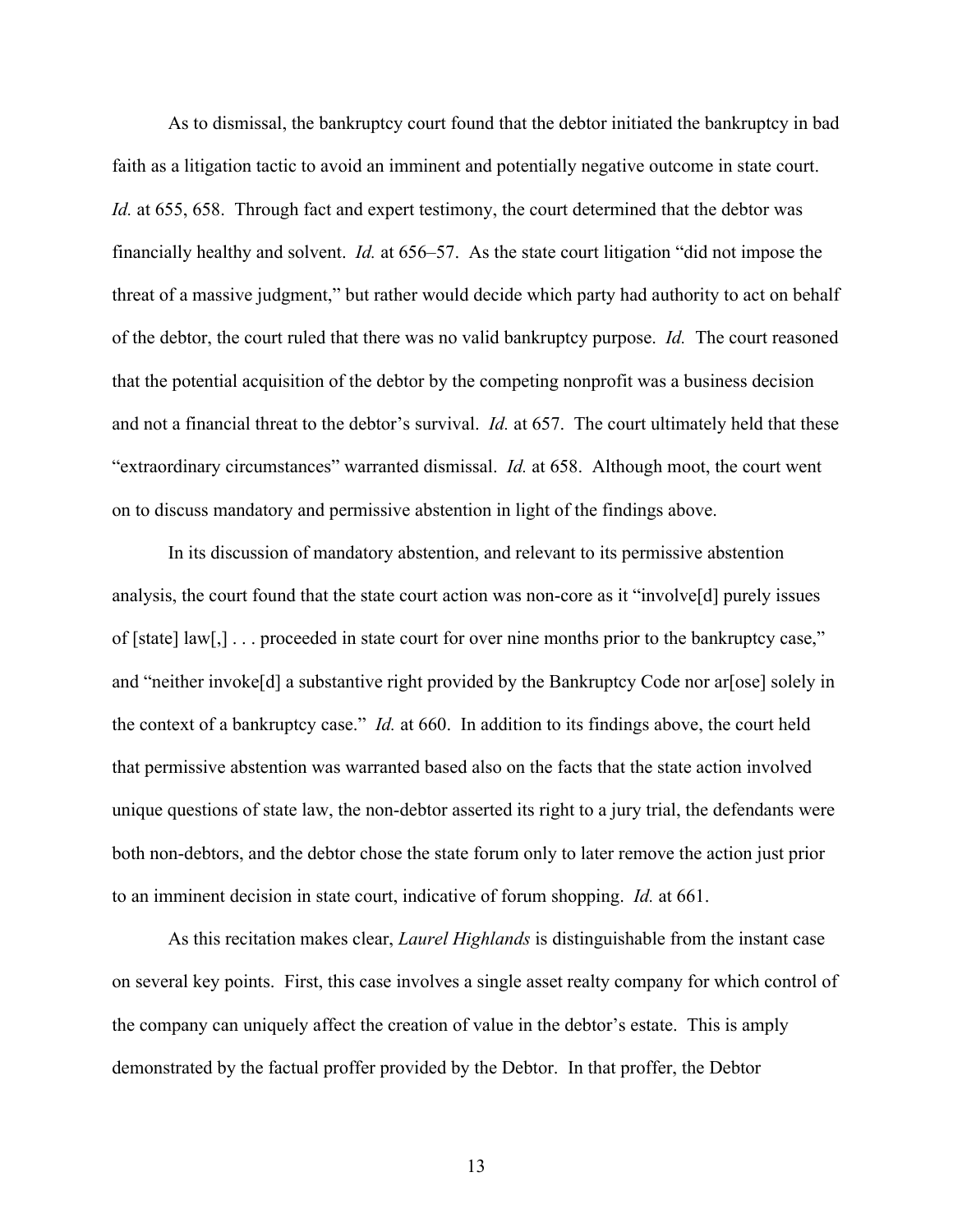As to dismissal, the bankruptcy court found that the debtor initiated the bankruptcy in bad faith as a litigation tactic to avoid an imminent and potentially negative outcome in state court. *Id.* at 655, 658. Through fact and expert testimony, the court determined that the debtor was financially healthy and solvent. *Id.* at 656–57. As the state court litigation "did not impose the threat of a massive judgment," but rather would decide which party had authority to act on behalf of the debtor, the court ruled that there was no valid bankruptcy purpose. *Id.* The court reasoned that the potential acquisition of the debtor by the competing nonprofit was a business decision and not a financial threat to the debtor's survival. *Id.* at 657. The court ultimately held that these "extraordinary circumstances" warranted dismissal. *Id.* at 658. Although moot, the court went on to discuss mandatory and permissive abstention in light of the findings above.

In its discussion of mandatory abstention, and relevant to its permissive abstention analysis, the court found that the state court action was non-core as it "involve[d] purely issues of [state] law[,] . . . proceeded in state court for over nine months prior to the bankruptcy case," and "neither invoke[d] a substantive right provided by the Bankruptcy Code nor ar[ose] solely in the context of a bankruptcy case." *Id.* at 660. In addition to its findings above, the court held that permissive abstention was warranted based also on the facts that the state action involved unique questions of state law, the non-debtor asserted its right to a jury trial, the defendants were both non-debtors, and the debtor chose the state forum only to later remove the action just prior to an imminent decision in state court, indicative of forum shopping. *Id.* at 661.

As this recitation makes clear, *Laurel Highlands* is distinguishable from the instant case on several key points. First, this case involves a single asset realty company for which control of the company can uniquely affect the creation of value in the debtor's estate. This is amply demonstrated by the factual proffer provided by the Debtor. In that proffer, the Debtor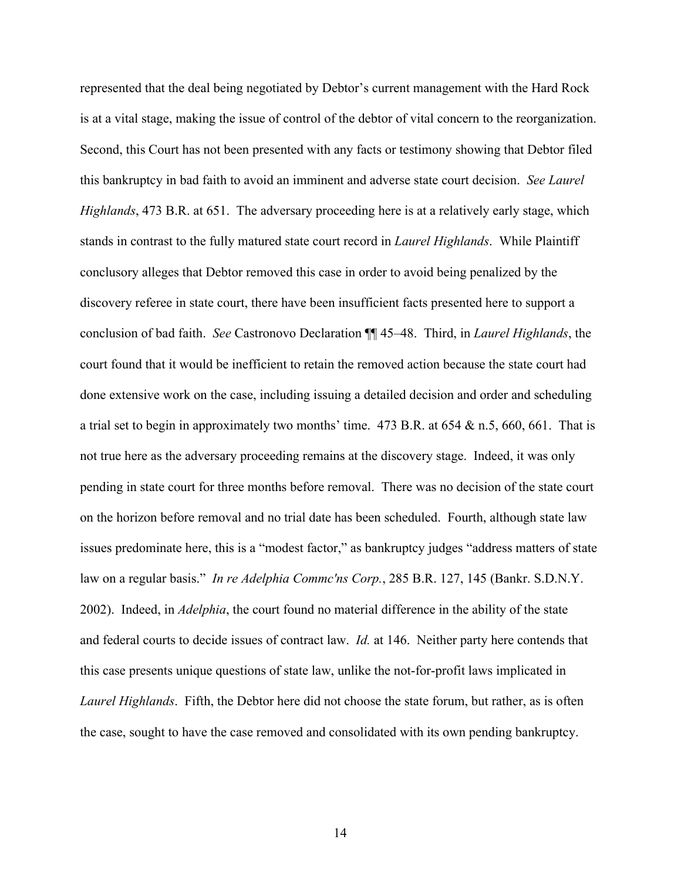represented that the deal being negotiated by Debtor's current management with the Hard Rock is at a vital stage, making the issue of control of the debtor of vital concern to the reorganization. Second, this Court has not been presented with any facts or testimony showing that Debtor filed this bankruptcy in bad faith to avoid an imminent and adverse state court decision. *See Laurel Highlands*, 473 B.R. at 651. The adversary proceeding here is at a relatively early stage, which stands in contrast to the fully matured state court record in *Laurel Highlands*. While Plaintiff conclusory alleges that Debtor removed this case in order to avoid being penalized by the discovery referee in state court, there have been insufficient facts presented here to support a conclusion of bad faith. *See* Castronovo Declaration ¶¶ 45–48. Third, in *Laurel Highlands*, the court found that it would be inefficient to retain the removed action because the state court had done extensive work on the case, including issuing a detailed decision and order and scheduling a trial set to begin in approximately two months' time. 473 B.R. at 654 & n.5, 660, 661. That is not true here as the adversary proceeding remains at the discovery stage. Indeed, it was only pending in state court for three months before removal. There was no decision of the state court on the horizon before removal and no trial date has been scheduled. Fourth, although state law issues predominate here, this is a "modest factor," as bankruptcy judges "address matters of state law on a regular basis." *In re Adelphia Commc'ns Corp.*, 285 B.R. 127, 145 (Bankr. S.D.N.Y. 2002). Indeed, in *Adelphia*, the court found no material difference in the ability of the state and federal courts to decide issues of contract law. *Id.* at 146. Neither party here contends that this case presents unique questions of state law, unlike the not-for-profit laws implicated in *Laurel Highlands*. Fifth, the Debtor here did not choose the state forum, but rather, as is often the case, sought to have the case removed and consolidated with its own pending bankruptcy.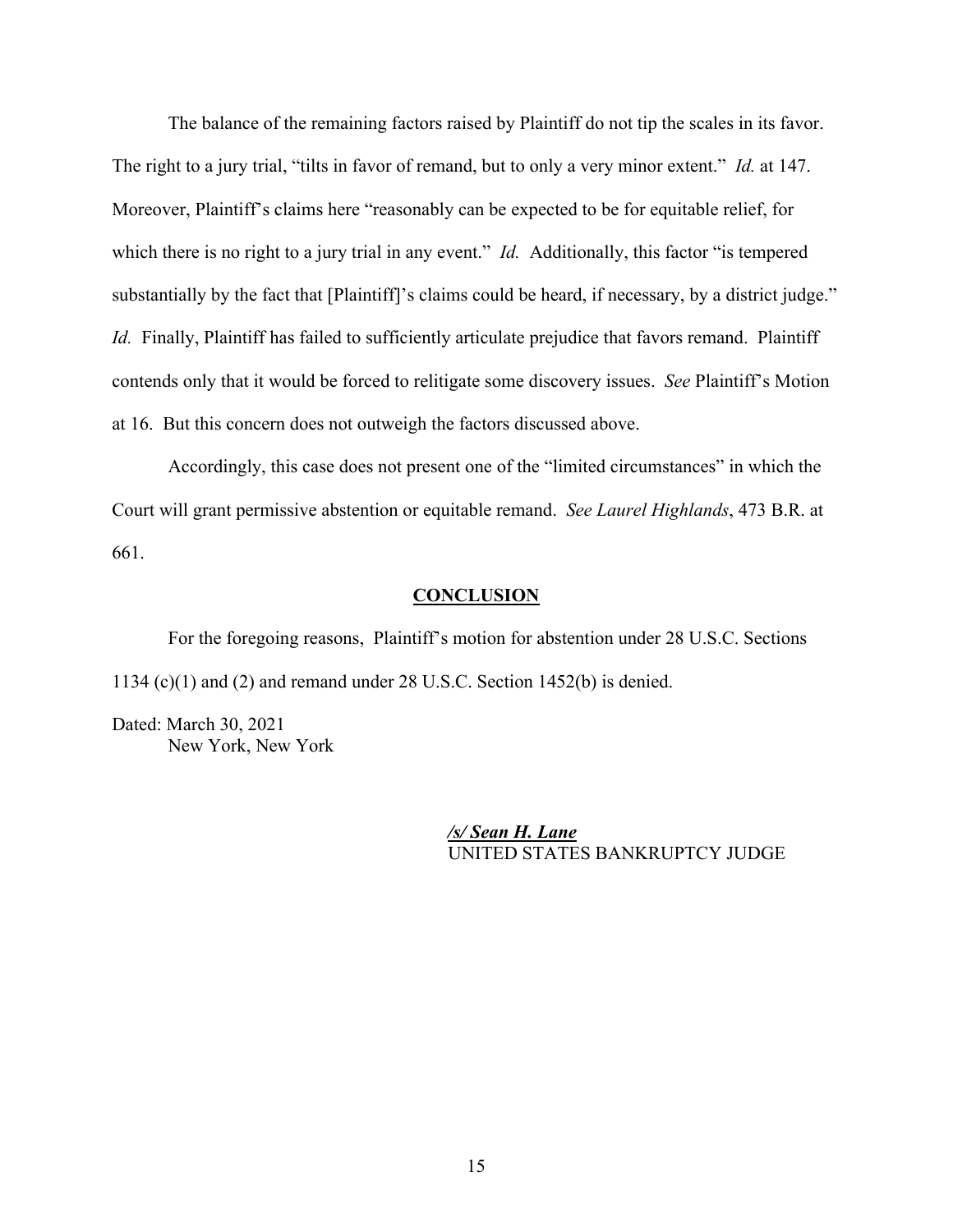The balance of the remaining factors raised by Plaintiff do not tip the scales in its favor. The right to a jury trial, "tilts in favor of remand, but to only a very minor extent." *Id.* at 147. Moreover, Plaintiff's claims here "reasonably can be expected to be for equitable relief, for which there is no right to a jury trial in any event." *Id.* Additionally, this factor "is tempered substantially by the fact that [Plaintiff]'s claims could be heard, if necessary, by a district judge." *Id.* Finally, Plaintiff has failed to sufficiently articulate prejudice that favors remand. Plaintiff contends only that it would be forced to relitigate some discovery issues. *See* Plaintiff's Motion at 16. But this concern does not outweigh the factors discussed above.

Accordingly, this case does not present one of the "limited circumstances" in which the Court will grant permissive abstention or equitable remand. *See Laurel Highlands*, 473 B.R. at 661.

## CONCLUSION

For the foregoing reasons, Plaintiff's motion for abstention under 28 U.S.C. Sections 1134 (c)(1) and (2) and remand under 28 U.S.C. Section 1452(b) is denied.

Dated: March 30, 2021
New York, New York

***/s/ Sean H. Lane***
UNITED STATES BANKRUPTCY JUDGE